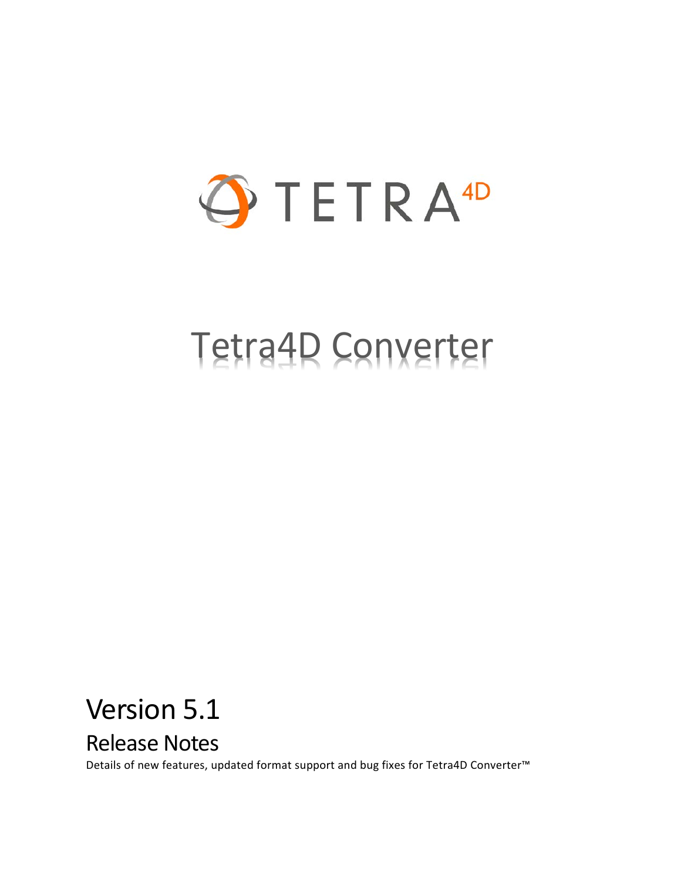TETRA4D

# Tetra4D Converter

## Version 5.1

### Release Notes

Details of new features, updated format support and bug fixes for Tetra4D Converter™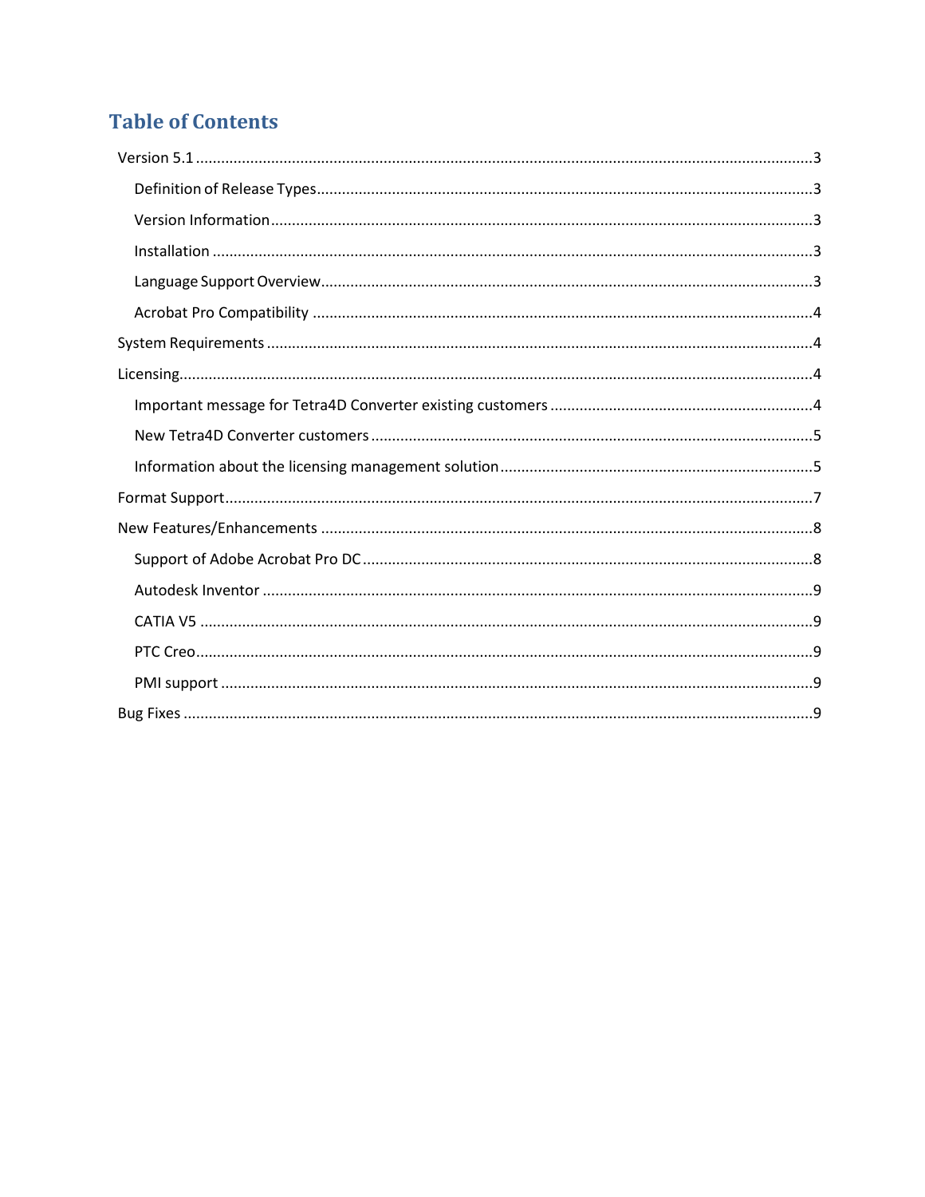# Table of Contents

- Version 5.1 ... 3
  - Definition of Release Types ... 3
  - Version Information ... 3
  - Installation ... 3
  - Language Support Overview ... 3
  - Acrobat Pro Compatibility ... 4
- System Requirements ... 4
- Licensing ... 4
  - Important message for Tetra4D Converter existing customers ... 4
  - New Tetra4D Converter customers ... 5
  - Information about the licensing management solution ... 5
- Format Support ... 7
- New Features/Enhancements ... 8
  - Support of Adobe Acrobat Pro DC ... 8
  - Autodesk Inventor ... 9
  - CATIA V5 ... 9
  - PTC Creo ... 9
  - PMI support ... 9
- Bug Fixes ... 9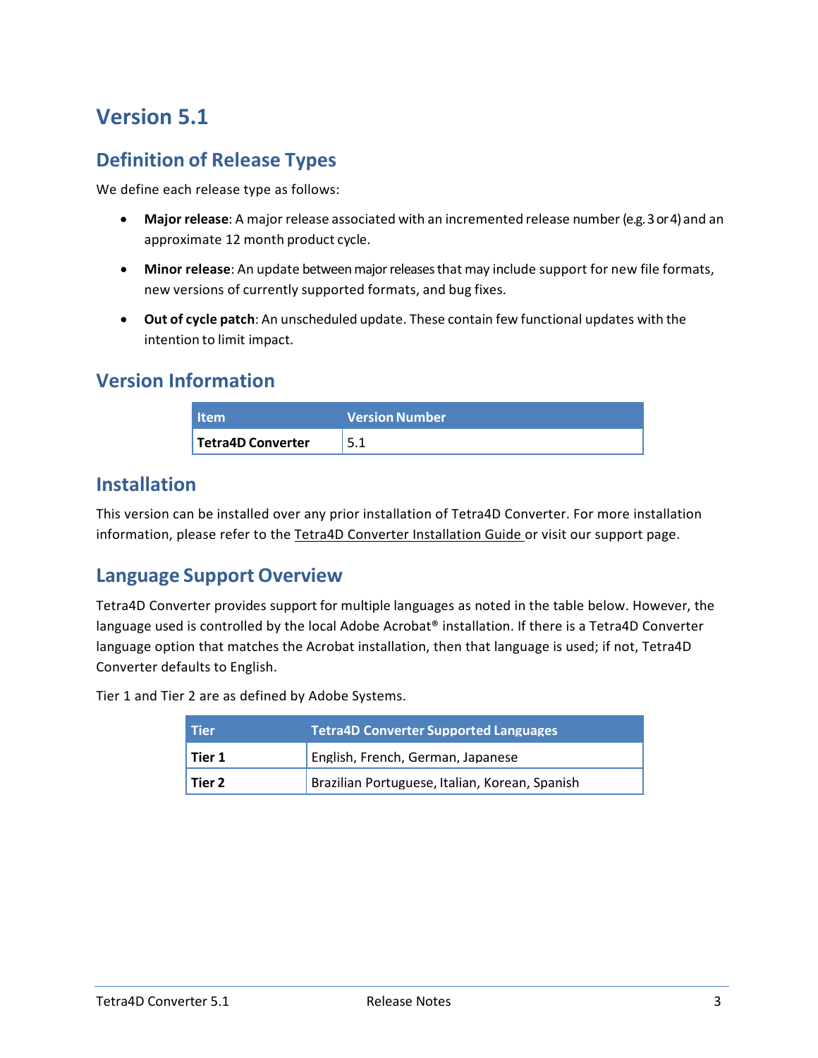# Version 5.1

## Definition of Release Types

We define each release type as follows:

- **Major release**: A major release associated with an incremented release number (e.g. 3 or 4) and an approximate 12 month product cycle.
- **Minor release**: An update between major releases that may include support for new file formats, new versions of currently supported formats, and bug fixes.
- **Out of cycle patch**: An unscheduled update. These contain few functional updates with the intention to limit impact.

## Version Information

| Item | Version Number |
|---|---|
| **Tetra4D Converter** | 5.1 |

## Installation

This version can be installed over any prior installation of Tetra4D Converter. For more installation information, please refer to the Tetra4D Converter Installation Guide or visit our support page.

## Language Support Overview

Tetra4D Converter provides support for multiple languages as noted in the table below. However, the language used is controlled by the local Adobe Acrobat® installation. If there is a Tetra4D Converter language option that matches the Acrobat installation, then that language is used; if not, Tetra4D Converter defaults to English.

Tier 1 and Tier 2 are as defined by Adobe Systems.

| Tier | Tetra4D Converter Supported Languages |
|---|---|
| **Tier 1** | English, French, German, Japanese |
| **Tier 2** | Brazilian Portuguese, Italian, Korean, Spanish |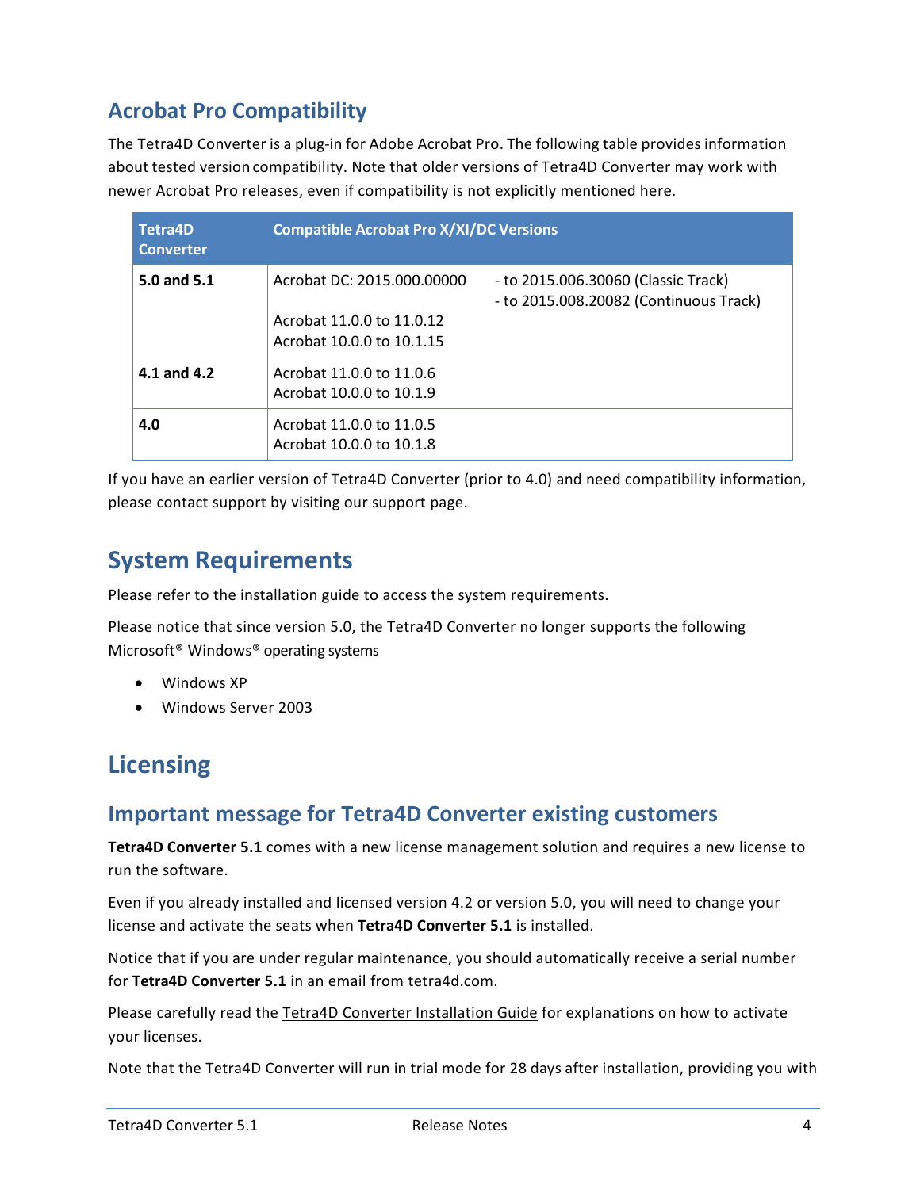## Acrobat Pro Compatibility

The Tetra4D Converter is a plug-in for Adobe Acrobat Pro. The following table provides information about tested version compatibility. Note that older versions of Tetra4D Converter may work with newer Acrobat Pro releases, even if compatibility is not explicitly mentioned here.

| Tetra4D Converter | Compatible Acrobat Pro X/XI/DC Versions | |
|---|---|---|
| **5.0 and 5.1** | Acrobat DC: 2015.000.00000 | - to 2015.006.30060 (Classic Track)<br>- to 2015.008.20082 (Continuous Track) |
| | Acrobat 11.0.0 to 11.0.12<br>Acrobat 10.0.0 to 10.1.15 | |
| **4.1 and 4.2** | Acrobat 11.0.0 to 11.0.6<br>Acrobat 10.0.0 to 10.1.9 | |
| **4.0** | Acrobat 11.0.0 to 11.0.5<br>Acrobat 10.0.0 to 10.1.8 | |

If you have an earlier version of Tetra4D Converter (prior to 4.0) and need compatibility information, please contact support by visiting our support page.

# System Requirements

Please refer to the installation guide to access the system requirements.

Please notice that since version 5.0, the Tetra4D Converter no longer supports the following Microsoft® Windows® operating systems

- Windows XP
- Windows Server 2003

# Licensing

## Important message for Tetra4D Converter existing customers

**Tetra4D Converter 5.1** comes with a new license management solution and requires a new license to run the software.

Even if you already installed and licensed version 4.2 or version 5.0, you will need to change your license and activate the seats when **Tetra4D Converter 5.1** is installed.

Notice that if you are under regular maintenance, you should automatically receive a serial number for **Tetra4D Converter 5.1** in an email from tetra4d.com.

Please carefully read the Tetra4D Converter Installation Guide for explanations on how to activate your licenses.

Note that the Tetra4D Converter will run in trial mode for 28 days after installation, providing you with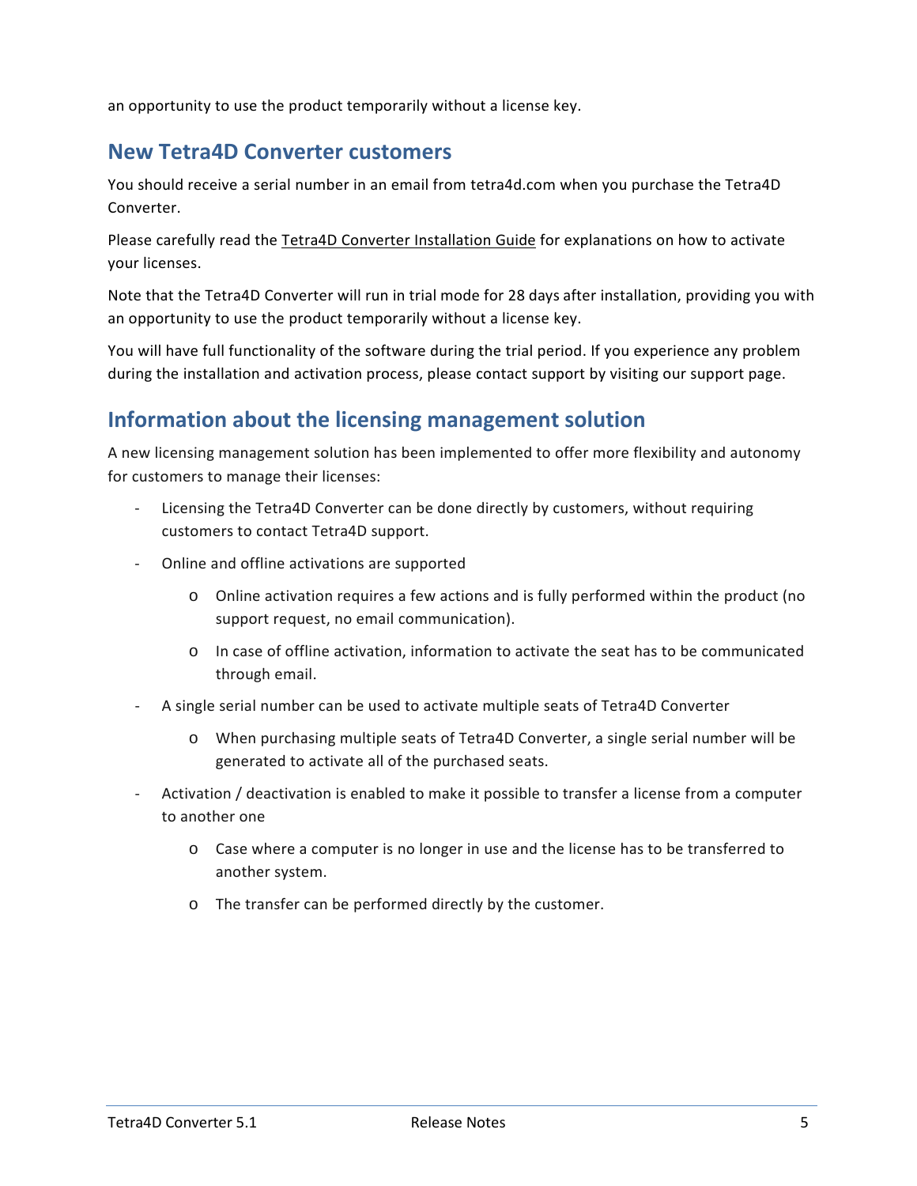an opportunity to use the product temporarily without a license key.

## New Tetra4D Converter customers

You should receive a serial number in an email from tetra4d.com when you purchase the Tetra4D Converter.

Please carefully read the Tetra4D Converter Installation Guide for explanations on how to activate your licenses.

Note that the Tetra4D Converter will run in trial mode for 28 days after installation, providing you with an opportunity to use the product temporarily without a license key.

You will have full functionality of the software during the trial period. If you experience any problem during the installation and activation process, please contact support by visiting our support page.

## Information about the licensing management solution

A new licensing management solution has been implemented to offer more flexibility and autonomy for customers to manage their licenses:

- Licensing the Tetra4D Converter can be done directly by customers, without requiring customers to contact Tetra4D support.
- Online and offline activations are supported
    - Online activation requires a few actions and is fully performed within the product (no support request, no email communication).
    - In case of offline activation, information to activate the seat has to be communicated through email.
- A single serial number can be used to activate multiple seats of Tetra4D Converter
    - When purchasing multiple seats of Tetra4D Converter, a single serial number will be generated to activate all of the purchased seats.
- Activation / deactivation is enabled to make it possible to transfer a license from a computer to another one
    - Case where a computer is no longer in use and the license has to be transferred to another system.
    - The transfer can be performed directly by the customer.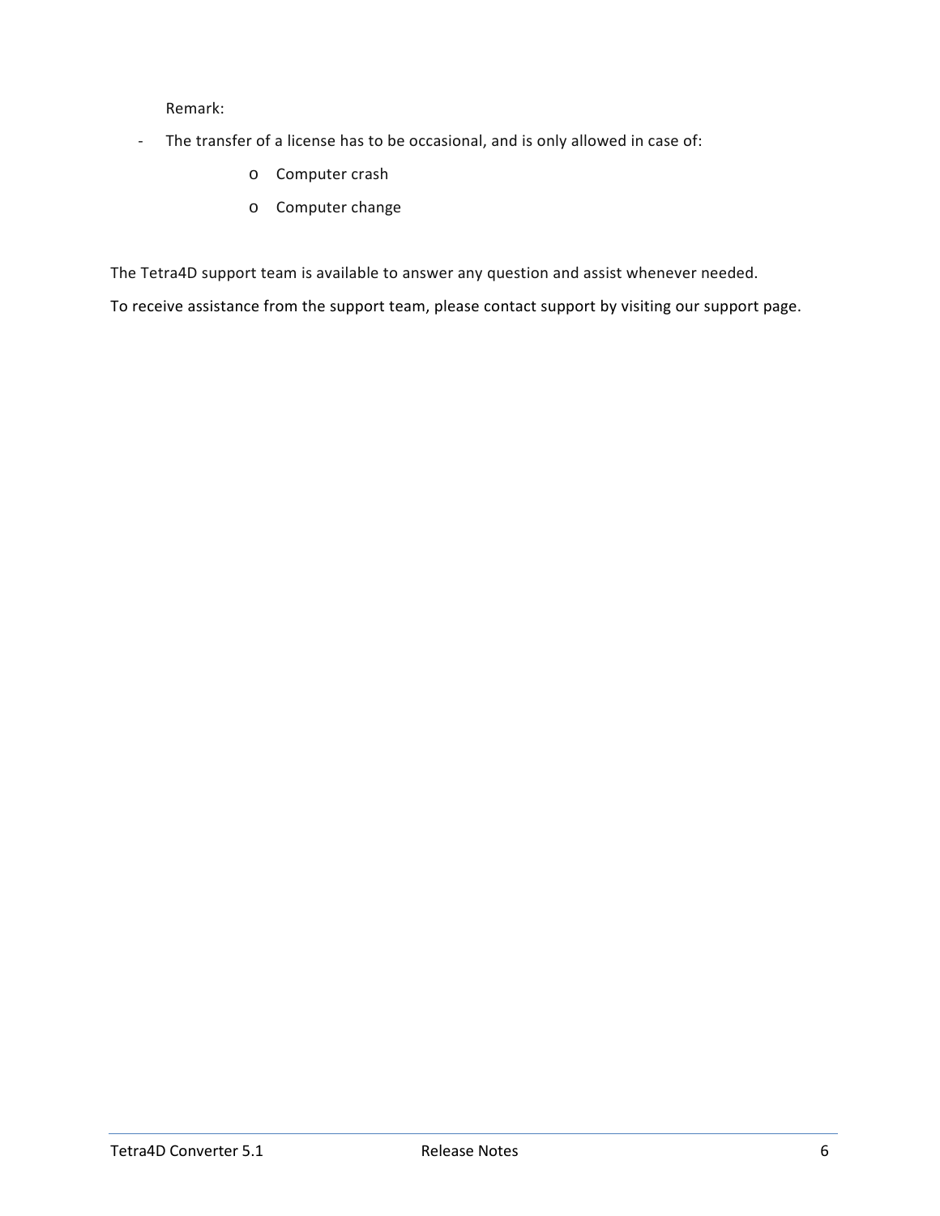Remark:

- The transfer of a license has to be occasional, and is only allowed in case of:
  - Computer crash
  - Computer change

The Tetra4D support team is available to answer any question and assist whenever needed.

To receive assistance from the support team, please contact support by visiting our support page.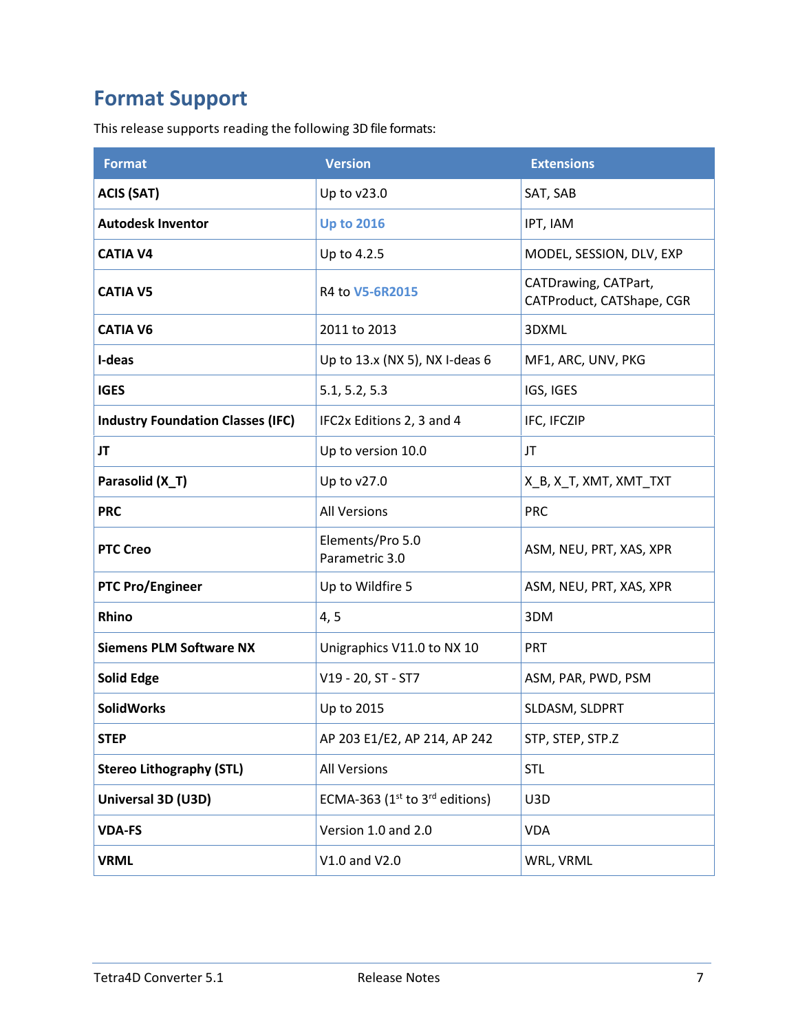## Format Support

This release supports reading the following 3D file formats:

| Format | Version | Extensions |
|---|---|---|
| **ACIS (SAT)** | Up to v23.0 | SAT, SAB |
| **Autodesk Inventor** | **Up to 2016** | IPT, IAM |
| **CATIA V4** | Up to 4.2.5 | MODEL, SESSION, DLV, EXP |
| **CATIA V5** | R4 to **V5-6R2015** | CATDrawing, CATPart, CATProduct, CATShape, CGR |
| **CATIA V6** | 2011 to 2013 | 3DXML |
| **I-deas** | Up to 13.x (NX 5), NX I-deas 6 | MF1, ARC, UNV, PKG |
| **IGES** | 5.1, 5.2, 5.3 | IGS, IGES |
| **Industry Foundation Classes (IFC)** | IFC2x Editions 2, 3 and 4 | IFC, IFCZIP |
| **JT** | Up to version 10.0 | JT |
| **Parasolid (X_T)** | Up to v27.0 | X_B, X_T, XMT, XMT_TXT |
| **PRC** | All Versions | PRC |
| **PTC Creo** | Elements/Pro 5.0 Parametric 3.0 | ASM, NEU, PRT, XAS, XPR |
| **PTC Pro/Engineer** | Up to Wildfire 5 | ASM, NEU, PRT, XAS, XPR |
| **Rhino** | 4, 5 | 3DM |
| **Siemens PLM Software NX** | Unigraphics V11.0 to NX 10 | PRT |
| **Solid Edge** | V19 - 20, ST - ST7 | ASM, PAR, PWD, PSM |
| **SolidWorks** | Up to 2015 | SLDASM, SLDPRT |
| **STEP** | AP 203 E1/E2, AP 214, AP 242 | STP, STEP, STP.Z |
| **Stereo Lithography (STL)** | All Versions | STL |
| **Universal 3D (U3D)** | ECMA-363 (1st to 3rd editions) | U3D |
| **VDA-FS** | Version 1.0 and 2.0 | VDA |
| **VRML** | V1.0 and V2.0 | WRL, VRML |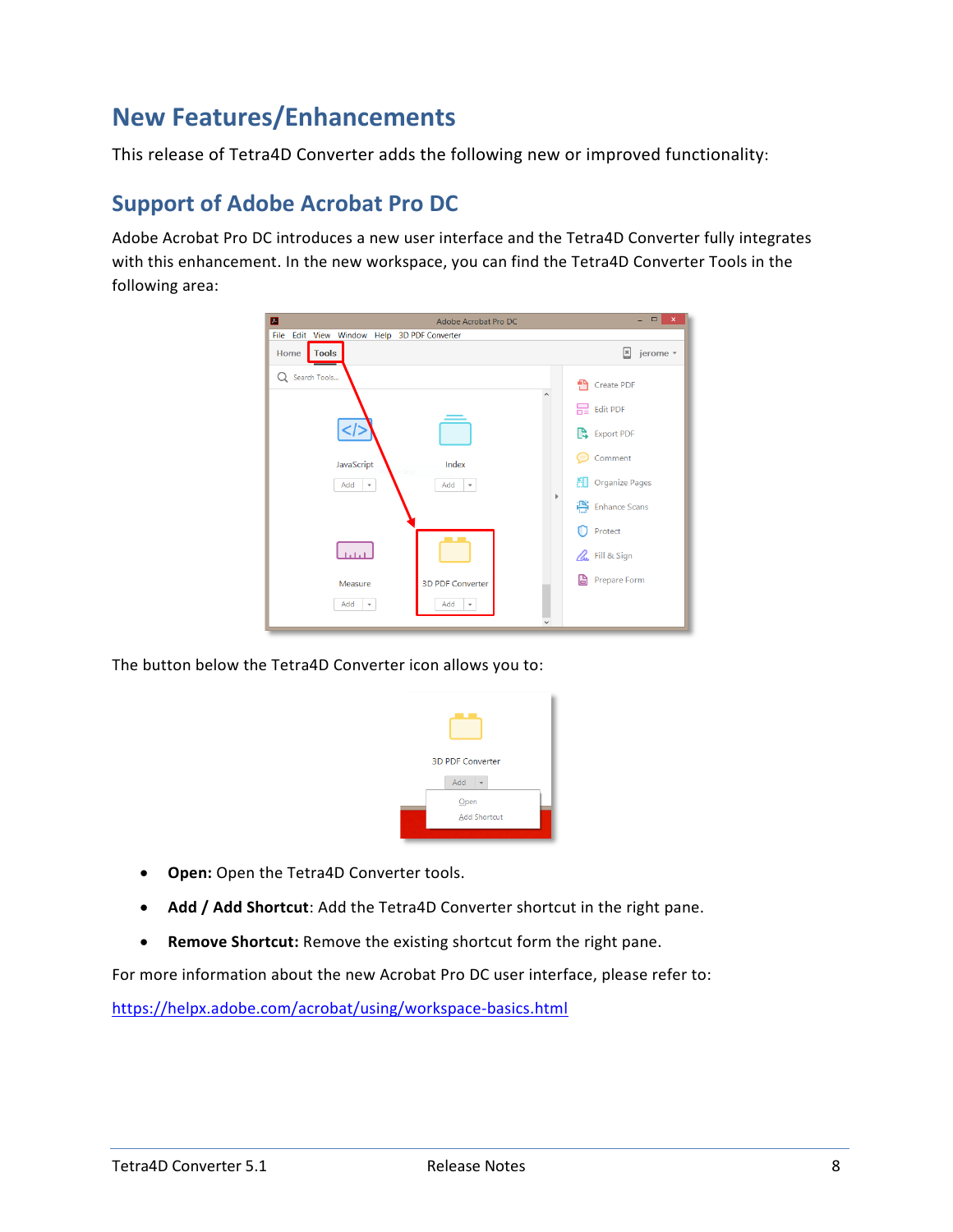# New Features/Enhancements

This release of Tetra4D Converter adds the following new or improved functionality:

## Support of Adobe Acrobat Pro DC

Adobe Acrobat Pro DC introduces a new user interface and the Tetra4D Converter fully integrates with this enhancement. In the new workspace, you can find the Tetra4D Converter Tools in the following area:

The button below the Tetra4D Converter icon allows you to:

- **Open:** Open the Tetra4D Converter tools.
- **Add / Add Shortcut**: Add the Tetra4D Converter shortcut in the right pane.
- **Remove Shortcut:** Remove the existing shortcut form the right pane.

For more information about the new Acrobat Pro DC user interface, please refer to:

https://helpx.adobe.com/acrobat/using/workspace-basics.html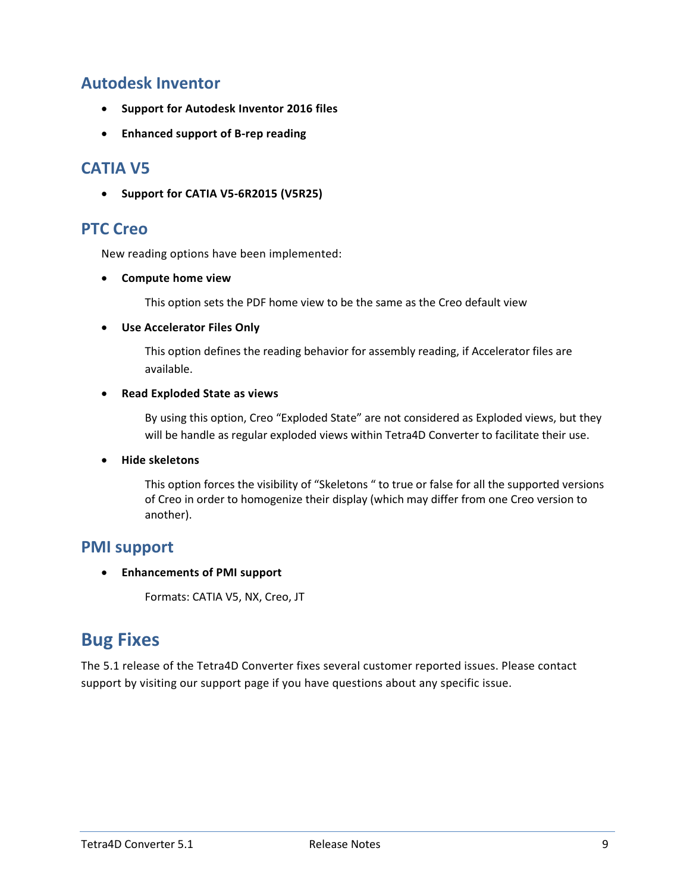## Autodesk Inventor

- **Support for Autodesk Inventor 2016 files**
- **Enhanced support of B-rep reading**

## CATIA V5

- **Support for CATIA V5-6R2015 (V5R25)**

## PTC Creo

New reading options have been implemented:

- **Compute home view**

  This option sets the PDF home view to be the same as the Creo default view

- **Use Accelerator Files Only**

  This option defines the reading behavior for assembly reading, if Accelerator files are available.

- **Read Exploded State as views**

  By using this option, Creo "Exploded State" are not considered as Exploded views, but they will be handle as regular exploded views within Tetra4D Converter to facilitate their use.

- **Hide skeletons**

  This option forces the visibility of "Skeletons " to true or false for all the supported versions of Creo in order to homogenize their display (which may differ from one Creo version to another).

## PMI support

- **Enhancements of PMI support**

  Formats: CATIA V5, NX, Creo, JT

# Bug Fixes

The 5.1 release of the Tetra4D Converter fixes several customer reported issues. Please contact support by visiting our support page if you have questions about any specific issue.